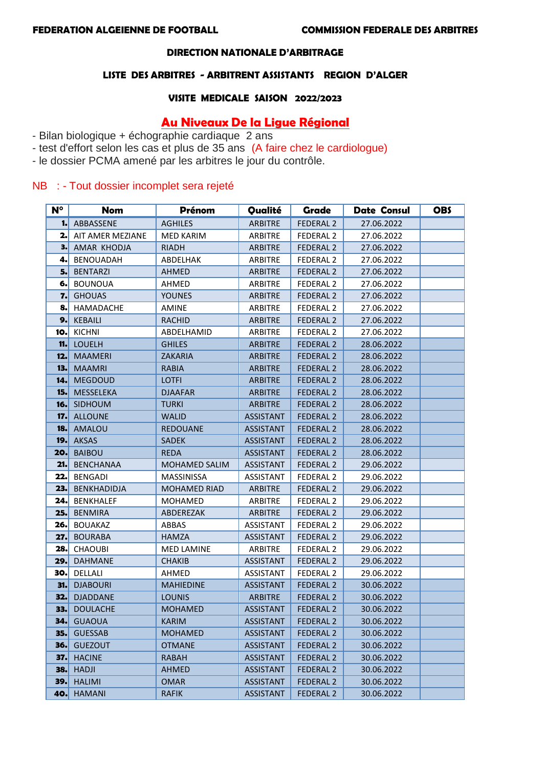**FEDERATION ALGEIENNE DE FOOTBALL** **COMMISSION FEDERALE DES ARBITRES**

**DIRECTION NATIONALE D'ARBITRAGE**

**LISTE DES ARBITRES - ARBITRENT ASSISTANTS REGION D'ALGER**

**VISITE MEDICALE SAISON 2022/2023**

## Au Niveaux De la Ligue Régional

- Bilan biologique + échographie cardiaque 2 ans
- test d'effort selon les cas et plus de 35 ans (A faire chez le cardiologue)
- le dossier PCMA amené par les arbitres le jour du contrôle.

NB : - Tout dossier incomplet sera rejeté

| N° | Nom | Prénom | Qualité | Grade | Date Consul | OBS |
|---|---|---|---|---|---|---|
| 1. | ABBASSENE | AGHILES | ARBITRE | FEDERAL 2 | 27.06.2022 | |
| 2. | AIT AMER MEZIANE | MED KARIM | ARBITRE | FEDERAL 2 | 27.06.2022 | |
| 3. | AMAR KHODJA | RIADH | ARBITRE | FEDERAL 2 | 27.06.2022 | |
| 4. | BENOUADAH | ABDELHAK | ARBITRE | FEDERAL 2 | 27.06.2022 | |
| 5. | BENTARZI | AHMED | ARBITRE | FEDERAL 2 | 27.06.2022 | |
| 6. | BOUNOUA | AHMED | ARBITRE | FEDERAL 2 | 27.06.2022 | |
| 7. | GHOUAS | YOUNES | ARBITRE | FEDERAL 2 | 27.06.2022 | |
| 8. | HAMADACHE | AMINE | ARBITRE | FEDERAL 2 | 27.06.2022 | |
| 9. | KEBAILI | RACHID | ARBITRE | FEDERAL 2 | 27.06.2022 | |
| 10. | KICHNI | ABDELHAMID | ARBITRE | FEDERAL 2 | 27.06.2022 | |
| 11. | LOUELH | GHILES | ARBITRE | FEDERAL 2 | 28.06.2022 | |
| 12. | MAAMERI | ZAKARIA | ARBITRE | FEDERAL 2 | 28.06.2022 | |
| 13. | MAAMRI | RABIA | ARBITRE | FEDERAL 2 | 28.06.2022 | |
| 14. | MEGDOUD | LOTFI | ARBITRE | FEDERAL 2 | 28.06.2022 | |
| 15. | MESSELEKA | DJAAFAR | ARBITRE | FEDERAL 2 | 28.06.2022 | |
| 16. | SIDHOUM | TURKI | ARBITRE | FEDERAL 2 | 28.06.2022 | |
| 17. | ALLOUNE | WALID | ASSISTANT | FEDERAL 2 | 28.06.2022 | |
| 18. | AMALOU | REDOUANE | ASSISTANT | FEDERAL 2 | 28.06.2022 | |
| 19. | AKSAS | SADEK | ASSISTANT | FEDERAL 2 | 28.06.2022 | |
| 20. | BAIBOU | REDA | ASSISTANT | FEDERAL 2 | 28.06.2022 | |
| 21. | BENCHANAA | MOHAMED SALIM | ASSISTANT | FEDERAL 2 | 29.06.2022 | |
| 22. | BENGADI | MASSINISSA | ASSISTANT | FEDERAL 2 | 29.06.2022 | |
| 23. | BENKHADIDJA | MOHAMED RIAD | ARBITRE | FEDERAL 2 | 29.06.2022 | |
| 24. | BENKHALEF | MOHAMED | ARBITRE | FEDERAL 2 | 29.06.2022 | |
| 25. | BENMIRA | ABDEREZAK | ARBITRE | FEDERAL 2 | 29.06.2022 | |
| 26. | BOUAKAZ | ABBAS | ASSISTANT | FEDERAL 2 | 29.06.2022 | |
| 27. | BOURABA | HAMZA | ASSISTANT | FEDERAL 2 | 29.06.2022 | |
| 28. | CHAOUBI | MED LAMINE | ARBITRE | FEDERAL 2 | 29.06.2022 | |
| 29. | DAHMANE | CHAKIB | ASSISTANT | FEDERAL 2 | 29.06.2022 | |
| 30. | DELLALI | AHMED | ASSISTANT | FEDERAL 2 | 29.06.2022 | |
| 31. | DJABOURI | MAHIEDINE | ASSISTANT | FEDERAL 2 | 30.06.2022 | |
| 32. | DJADDANE | LOUNIS | ARBITRE | FEDERAL 2 | 30.06.2022 | |
| 33. | DOULACHE | MOHAMED | ASSISTANT | FEDERAL 2 | 30.06.2022 | |
| 34. | GUAOUA | KARIM | ASSISTANT | FEDERAL 2 | 30.06.2022 | |
| 35. | GUESSAB | MOHAMED | ASSISTANT | FEDERAL 2 | 30.06.2022 | |
| 36. | GUEZOUT | OTMANE | ASSISTANT | FEDERAL 2 | 30.06.2022 | |
| 37. | HACINE | RABAH | ASSISTANT | FEDERAL 2 | 30.06.2022 | |
| 38. | HADJI | AHMED | ASSISTANT | FEDERAL 2 | 30.06.2022 | |
| 39. | HALIMI | OMAR | ASSISTANT | FEDERAL 2 | 30.06.2022 | |
| 40. | HAMANI | RAFIK | ASSISTANT | FEDERAL 2 | 30.06.2022 | |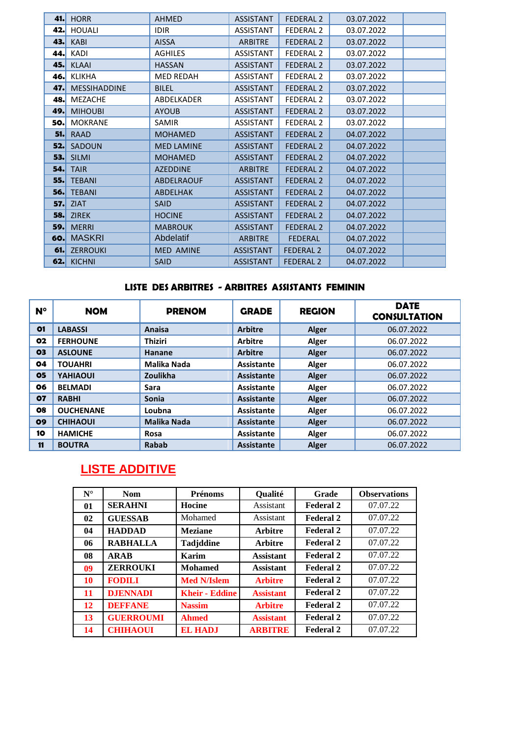| | | | | | | |
|---|---|---|---|---|---|---|
| 41. | HORR | AHMED | ASSISTANT | FEDERAL 2 | 03.07.2022 | |
| 42. | HOUALI | IDIR | ASSISTANT | FEDERAL 2 | 03.07.2022 | |
| 43. | KABI | AISSA | ARBITRE | FEDERAL 2 | 03.07.2022 | |
| 44. | KADI | AGHILES | ASSISTANT | FEDERAL 2 | 03.07.2022 | |
| 45. | KLAAI | HASSAN | ASSISTANT | FEDERAL 2 | 03.07.2022 | |
| 46. | KLIKHA | MED REDAH | ASSISTANT | FEDERAL 2 | 03.07.2022 | |
| 47. | MESSIHADDINE | BILEL | ASSISTANT | FEDERAL 2 | 03.07.2022 | |
| 48. | MEZACHE | ABDELKADER | ASSISTANT | FEDERAL 2 | 03.07.2022 | |
| 49. | MIHOUBI | AYOUB | ASSISTANT | FEDERAL 2 | 03.07.2022 | |
| 50. | MOKRANE | SAMIR | ASSISTANT | FEDERAL 2 | 03.07.2022 | |
| 51. | RAAD | MOHAMED | ASSISTANT | FEDERAL 2 | 04.07.2022 | |
| 52. | SADOUN | MED LAMINE | ASSISTANT | FEDERAL 2 | 04.07.2022 | |
| 53. | SILMI | MOHAMED | ASSISTANT | FEDERAL 2 | 04.07.2022 | |
| 54. | TAIR | AZEDDINE | ARBITRE | FEDERAL 2 | 04.07.2022 | |
| 55. | TEBANI | ABDELRAOUF | ASSISTANT | FEDERAL 2 | 04.07.2022 | |
| 56. | TEBANI | ABDELHAK | ASSISTANT | FEDERAL 2 | 04.07.2022 | |
| 57. | ZIAT | SAID | ASSISTANT | FEDERAL 2 | 04.07.2022 | |
| 58. | ZIREK | HOCINE | ASSISTANT | FEDERAL 2 | 04.07.2022 | |
| 59. | MERRI | MABROUK | ASSISTANT | FEDERAL 2 | 04.07.2022 | |
| 60. | MASKRI | Abdelatif | ARBITRE | FEDERAL | 04.07.2022 | |
| 61. | ZERROUKI | MED AMINE | ASSISTANT | FEDERAL 2 | 04.07.2022 | |
| 62. | KICHNI | SAID | ASSISTANT | FEDERAL 2 | 04.07.2022 | |

## LISTE DES ARBITRES - ARBITRES ASSISTANTS FEMININ

| N° | NOM | PRENOM | GRADE | REGION | DATE CONSULTATION |
|---|---|---|---|---|---|
| 01 | LABASSI | Anaisa | Arbitre | Alger | 06.07.2022 |
| 02 | FERHOUNE | Thiziri | Arbitre | Alger | 06.07.2022 |
| 03 | ASLOUNE | Hanane | Arbitre | Alger | 06.07.2022 |
| 04 | TOUAHRI | Malika Nada | Assistante | Alger | 06.07.2022 |
| 05 | YAHIAOUI | Zoulikha | Assistante | Alger | 06.07.2022 |
| 06 | BELMADI | Sara | Assistante | Alger | 06.07.2022 |
| 07 | RABHI | Sonia | Assistante | Alger | 06.07.2022 |
| 08 | OUCHENANE | Loubna | Assistante | Alger | 06.07.2022 |
| 09 | CHIHAOUI | Malika Nada | Assistante | Alger | 06.07.2022 |
| 10 | HAMICHE | Rosa | Assistante | Alger | 06.07.2022 |
| 11 | BOUTRA | Rabab | Assistante | Alger | 06.07.2022 |

## LISTE ADDITIVE

| N° | Nom | Prénoms | Qualité | Grade | Observations |
|---|---|---|---|---|---|
| 01 | SERAHNI | Hocine | Assistant | Federal 2 | 07.07.22 |
| 02 | GUESSAB | Mohamed | Assistant | Federal 2 | 07.07.22 |
| 04 | HADDAD | Meziane | Arbitre | Federal 2 | 07.07.22 |
| 06 | RABHALLA | Tadjddine | Arbitre | Federal 2 | 07.07.22 |
| 08 | ARAB | Karim | Assistant | Federal 2 | 07.07.22 |
| 09 | ZERROUKI | Mohamed | Assistant | Federal 2 | 07.07.22 |
| 10 | FODILI | Med N/Islem | Arbitre | Federal 2 | 07.07.22 |
| 11 | DJENNADI | Kheir - Eddine | Assistant | Federal 2 | 07.07.22 |
| 12 | DEFFANE | Nassim | Arbitre | Federal 2 | 07.07.22 |
| 13 | GUERROUMI | Ahmed | Assistant | Federal 2 | 07.07.22 |
| 14 | CHIHAOUI | EL HADJ | ARBITRE | Federal 2 | 07.07.22 |